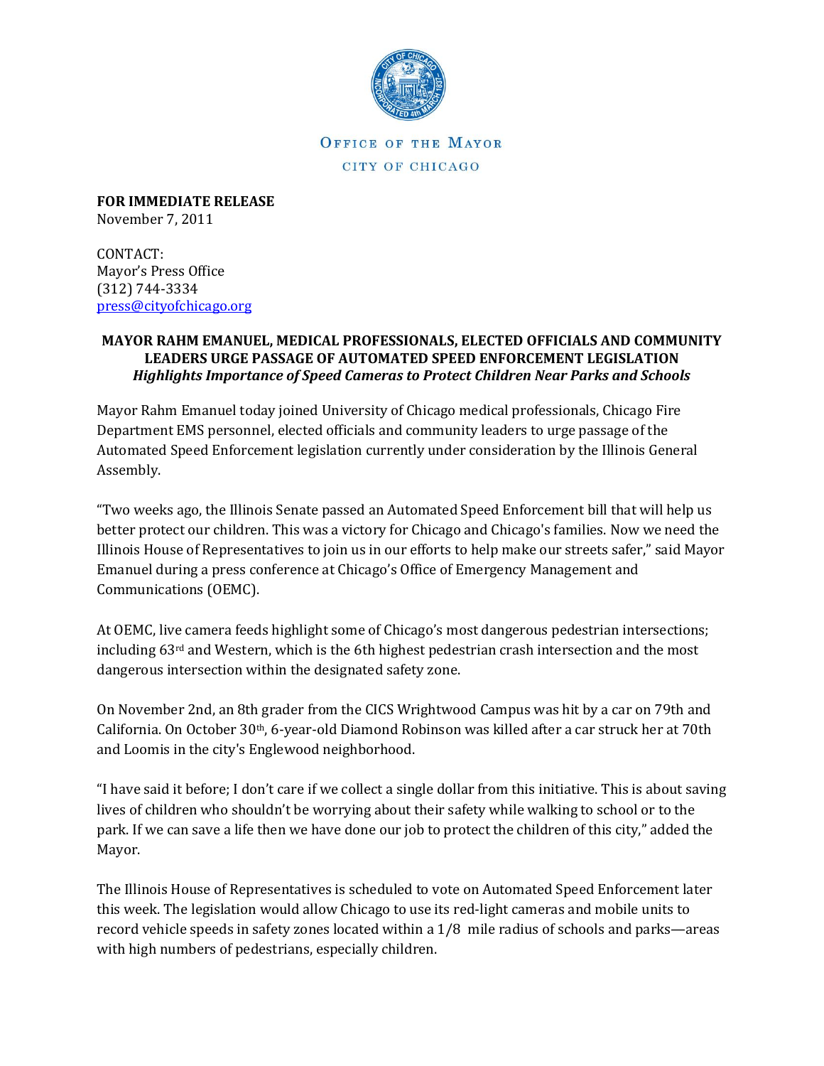OFFICE OF THE MAYOR

CITY OF CHICAGO

**FOR IMMEDIATE RELEASE**
November 7, 2011

CONTACT:
Mayor's Press Office
(312) 744-3334
press@cityofchicago.org

**MAYOR RAHM EMANUEL, MEDICAL PROFESSIONALS, ELECTED OFFICIALS AND COMMUNITY LEADERS URGE PASSAGE OF AUTOMATED SPEED ENFORCEMENT LEGISLATION**
***Highlights Importance of Speed Cameras to Protect Children Near Parks and Schools***

Mayor Rahm Emanuel today joined University of Chicago medical professionals, Chicago Fire Department EMS personnel, elected officials and community leaders to urge passage of the Automated Speed Enforcement legislation currently under consideration by the Illinois General Assembly.

"Two weeks ago, the Illinois Senate passed an Automated Speed Enforcement bill that will help us better protect our children. This was a victory for Chicago and Chicago's families. Now we need the Illinois House of Representatives to join us in our efforts to help make our streets safer," said Mayor Emanuel during a press conference at Chicago's Office of Emergency Management and Communications (OEMC).

At OEMC, live camera feeds highlight some of Chicago's most dangerous pedestrian intersections; including 63rd and Western, which is the 6th highest pedestrian crash intersection and the most dangerous intersection within the designated safety zone.

On November 2nd, an 8th grader from the CICS Wrightwood Campus was hit by a car on 79th and California. On October 30th, 6-year-old Diamond Robinson was killed after a car struck her at 70th and Loomis in the city's Englewood neighborhood.

"I have said it before; I don't care if we collect a single dollar from this initiative. This is about saving lives of children who shouldn't be worrying about their safety while walking to school or to the park. If we can save a life then we have done our job to protect the children of this city," added the Mayor.

The Illinois House of Representatives is scheduled to vote on Automated Speed Enforcement later this week. The legislation would allow Chicago to use its red-light cameras and mobile units to record vehicle speeds in safety zones located within a 1/8 mile radius of schools and parks—areas with high numbers of pedestrians, especially children.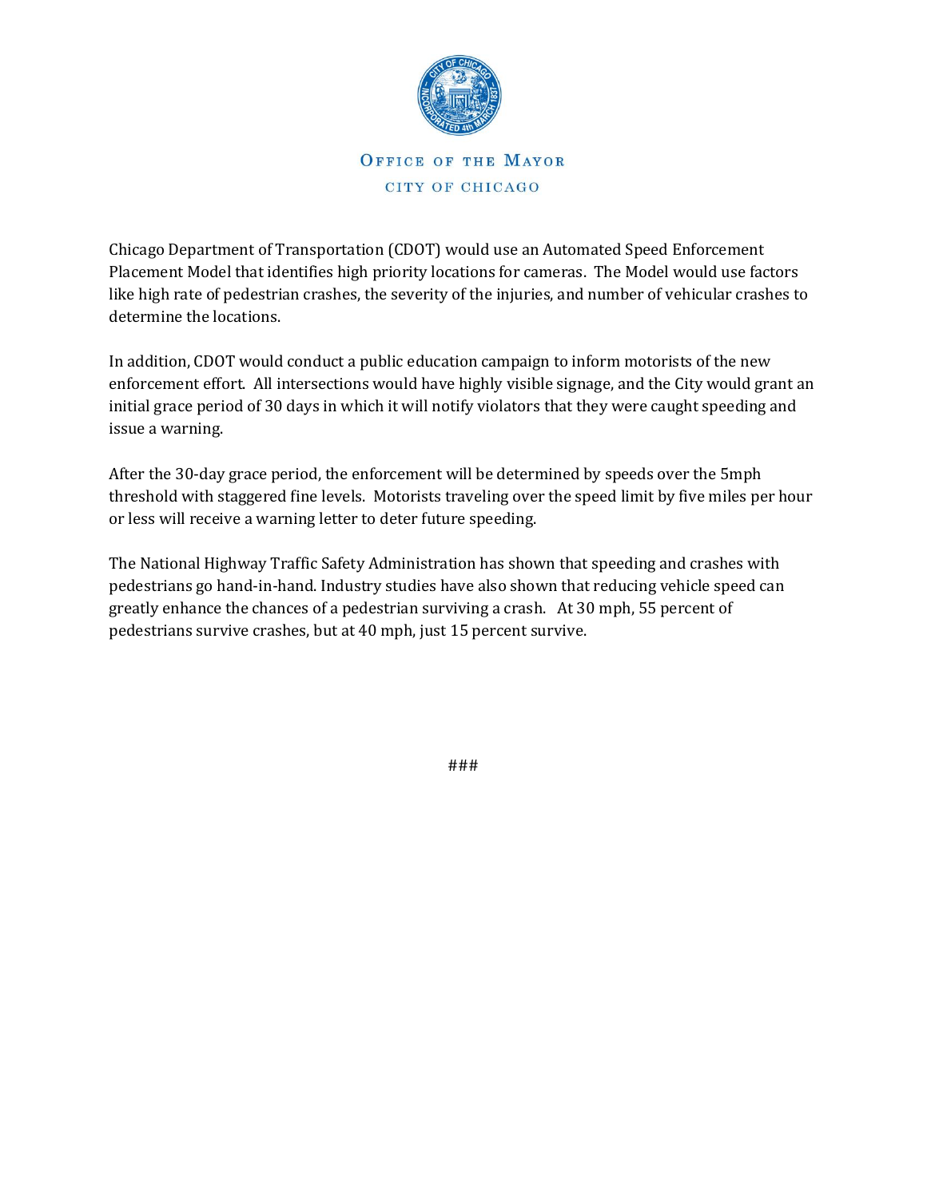Office of the Mayor

City of Chicago

Chicago Department of Transportation (CDOT) would use an Automated Speed Enforcement Placement Model that identifies high priority locations for cameras. The Model would use factors like high rate of pedestrian crashes, the severity of the injuries, and number of vehicular crashes to determine the locations.

In addition, CDOT would conduct a public education campaign to inform motorists of the new enforcement effort. All intersections would have highly visible signage, and the City would grant an initial grace period of 30 days in which it will notify violators that they were caught speeding and issue a warning.

After the 30-day grace period, the enforcement will be determined by speeds over the 5mph threshold with staggered fine levels. Motorists traveling over the speed limit by five miles per hour or less will receive a warning letter to deter future speeding.

The National Highway Traffic Safety Administration has shown that speeding and crashes with pedestrians go hand-in-hand. Industry studies have also shown that reducing vehicle speed can greatly enhance the chances of a pedestrian surviving a crash. At 30 mph, 55 percent of pedestrians survive crashes, but at 40 mph, just 15 percent survive.

###